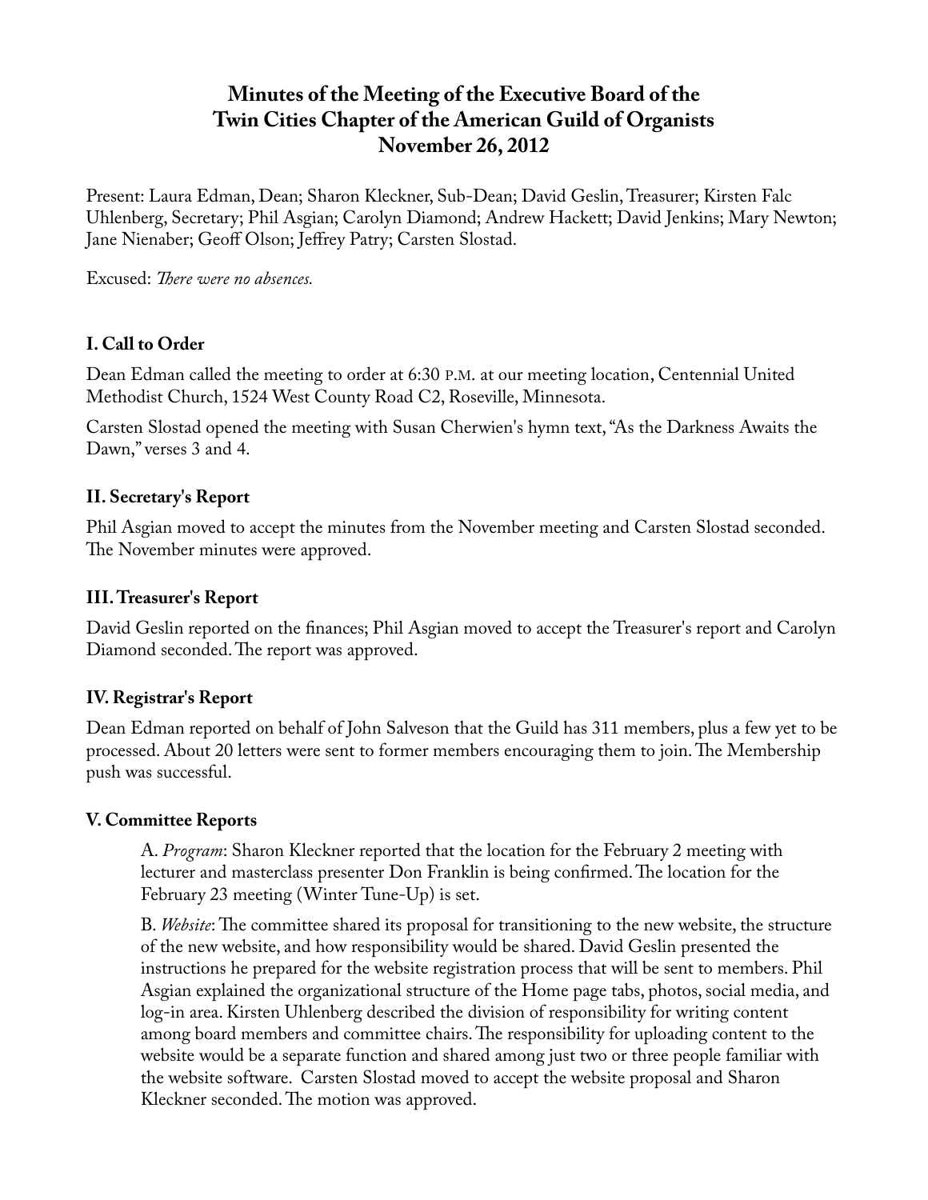# Minutes of the Meeting of the Executive Board of the Twin Cities Chapter of the American Guild of Organists November 26, 2012

Present: Laura Edman, Dean; Sharon Kleckner, Sub-Dean; David Geslin, Treasurer; Kirsten Falc Uhlenberg, Secretary; Phil Asgian; Carolyn Diamond; Andrew Hackett; David Jenkins; Mary Newton; Jane Nienaber; Geoff Olson; Jeffrey Patry; Carsten Slostad.

Excused: *There were no absences.*

## I. Call to Order

Dean Edman called the meeting to order at 6:30 P.M. at our meeting location, Centennial United Methodist Church, 1524 West County Road C2, Roseville, Minnesota.

Carsten Slostad opened the meeting with Susan Cherwien's hymn text, "As the Darkness Awaits the Dawn," verses 3 and 4.

## II. Secretary's Report

Phil Asgian moved to accept the minutes from the November meeting and Carsten Slostad seconded. The November minutes were approved.

## III. Treasurer's Report

David Geslin reported on the finances; Phil Asgian moved to accept the Treasurer's report and Carolyn Diamond seconded. The report was approved.

## IV. Registrar's Report

Dean Edman reported on behalf of John Salveson that the Guild has 311 members, plus a few yet to be processed. About 20 letters were sent to former members encouraging them to join. The Membership push was successful.

## V. Committee Reports

A. *Program*: Sharon Kleckner reported that the location for the February 2 meeting with lecturer and masterclass presenter Don Franklin is being confirmed. The location for the February 23 meeting (Winter Tune-Up) is set.

B. *Website*: The committee shared its proposal for transitioning to the new website, the structure of the new website, and how responsibility would be shared. David Geslin presented the instructions he prepared for the website registration process that will be sent to members. Phil Asgian explained the organizational structure of the Home page tabs, photos, social media, and log-in area. Kirsten Uhlenberg described the division of responsibility for writing content among board members and committee chairs. The responsibility for uploading content to the website would be a separate function and shared among just two or three people familiar with the website software. Carsten Slostad moved to accept the website proposal and Sharon Kleckner seconded. The motion was approved.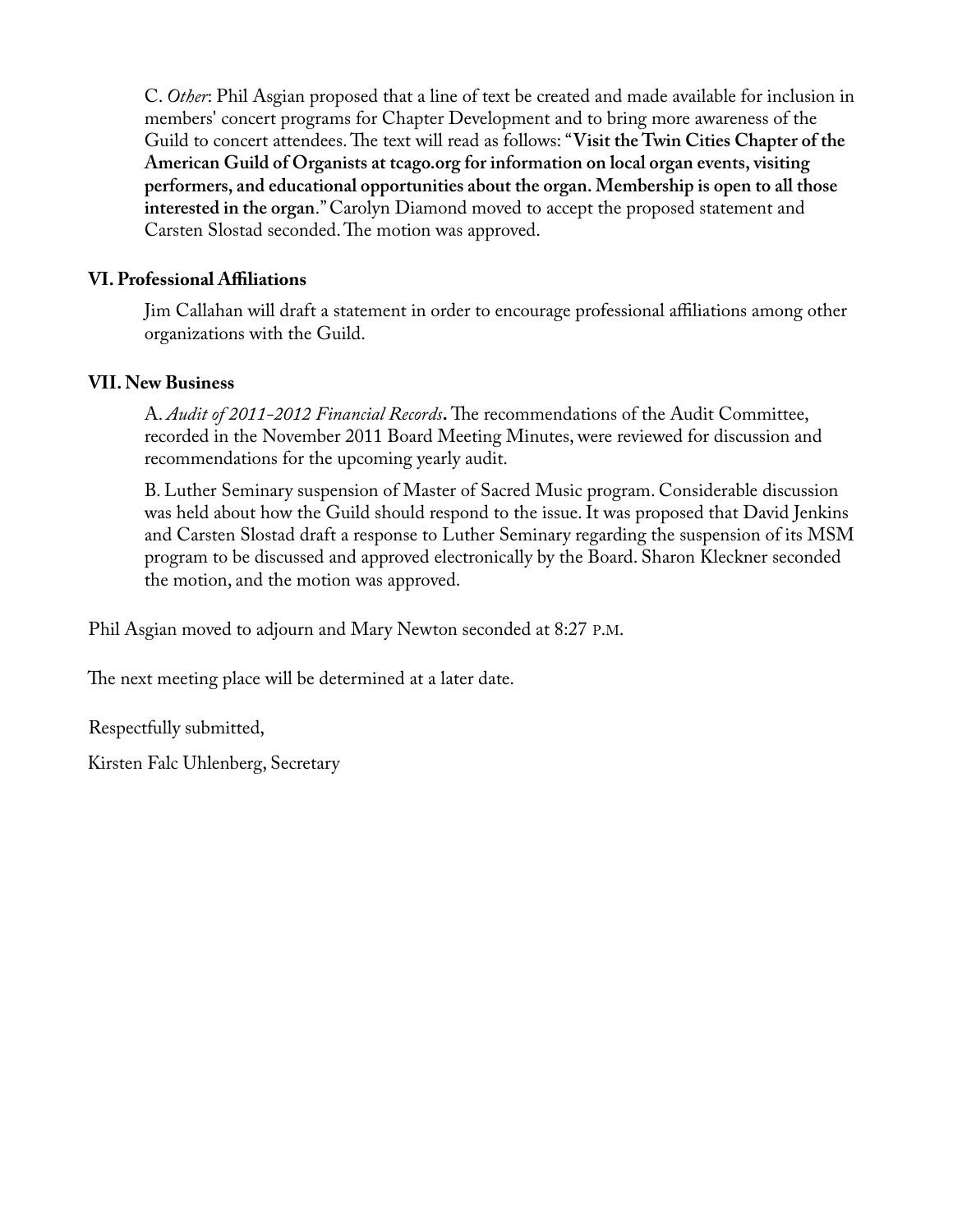C. *Other*: Phil Asgian proposed that a line of text be created and made available for inclusion in members' concert programs for Chapter Development and to bring more awareness of the Guild to concert attendees. The text will read as follows: "**Visit the Twin Cities Chapter of the American Guild of Organists at tcago.org for information on local organ events, visiting performers, and educational opportunities about the organ. Membership is open to all those interested in the organ**." Carolyn Diamond moved to accept the proposed statement and Carsten Slostad seconded. The motion was approved.

**VI. Professional Affiliations**

Jim Callahan will draft a statement in order to encourage professional affiliations among other organizations with the Guild.

**VII. New Business**

A. *Audit of 2011-2012 Financial Records***.** The recommendations of the Audit Committee, recorded in the November 2011 Board Meeting Minutes, were reviewed for discussion and recommendations for the upcoming yearly audit.

B. Luther Seminary suspension of Master of Sacred Music program. Considerable discussion was held about how the Guild should respond to the issue. It was proposed that David Jenkins and Carsten Slostad draft a response to Luther Seminary regarding the suspension of its MSM program to be discussed and approved electronically by the Board. Sharon Kleckner seconded the motion, and the motion was approved.

Phil Asgian moved to adjourn and Mary Newton seconded at 8:27 P.M.

The next meeting place will be determined at a later date.

Respectfully submitted,

Kirsten Falc Uhlenberg, Secretary